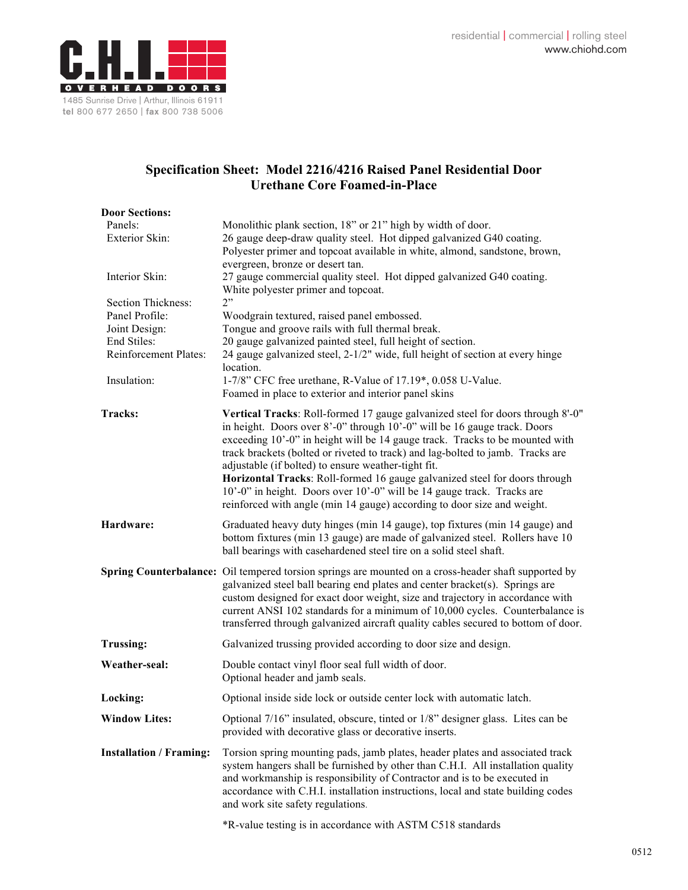residential | commercial | rolling steel
www.chiohd.com

**C.H.I. OVERHEAD DOORS**
1485 Sunrise Drive | Arthur, Illinois 61911
**tel** 800 677 2650 | **fax** 800 738 5006

# Specification Sheet: Model 2216/4216 Raised Panel Residential Door
## Urethane Core Foamed-in-Place

**Door Sections:**

| | |
|---|---|
| Panels: | Monolithic plank section, 18" or 21" high by width of door. |
| Exterior Skin: | 26 gauge deep-draw quality steel. Hot dipped galvanized G40 coating. Polyester primer and topcoat available in white, almond, sandstone, brown, evergreen, bronze or desert tan. |
| Interior Skin: | 27 gauge commercial quality steel. Hot dipped galvanized G40 coating. White polyester primer and topcoat. |
| Section Thickness: | 2" |
| Panel Profile: | Woodgrain textured, raised panel embossed. |
| Joint Design: | Tongue and groove rails with full thermal break. |
| End Stiles: | 20 gauge galvanized painted steel, full height of section. |
| Reinforcement Plates: | 24 gauge galvanized steel, 2-1/2" wide, full height of section at every hinge location. |
| Insulation: | 1-7/8" CFC free urethane, R-Value of 17.19*, 0.058 U-Value. Foamed in place to exterior and interior panel skins |

**Tracks:**
**Vertical Tracks**: Roll-formed 17 gauge galvanized steel for doors through 8'-0" in height. Doors over 8'-0" through 10'-0" will be 16 gauge track. Doors exceeding 10'-0" in height will be 14 gauge track. Tracks to be mounted with track brackets (bolted or riveted to track) and lag-bolted to jamb. Tracks are adjustable (if bolted) to ensure weather-tight fit.
**Horizontal Tracks**: Roll-formed 16 gauge galvanized steel for doors through 10'-0" in height. Doors over 10'-0" will be 14 gauge track. Tracks are reinforced with angle (min 14 gauge) according to door size and weight.

**Hardware:**
Graduated heavy duty hinges (min 14 gauge), top fixtures (min 14 gauge) and bottom fixtures (min 13 gauge) are made of galvanized steel. Rollers have 10 ball bearings with casehardened steel tire on a solid steel shaft.

**Spring Counterbalance:**
Oil tempered torsion springs are mounted on a cross-header shaft supported by galvanized steel ball bearing end plates and center bracket(s). Springs are custom designed for exact door weight, size and trajectory in accordance with current ANSI 102 standards for a minimum of 10,000 cycles. Counterbalance is transferred through galvanized aircraft quality cables secured to bottom of door.

**Trussing:**
Galvanized trussing provided according to door size and design.

**Weather-seal:**
Double contact vinyl floor seal full width of door.
Optional header and jamb seals.

**Locking:**
Optional inside side lock or outside center lock with automatic latch.

**Window Lites:**
Optional 7/16" insulated, obscure, tinted or 1/8" designer glass. Lites can be provided with decorative glass or decorative inserts.

**Installation / Framing:**
Torsion spring mounting pads, jamb plates, header plates and associated track system hangers shall be furnished by other than C.H.I. All installation quality and workmanship is responsibility of Contractor and is to be executed in accordance with C.H.I. installation instructions, local and state building codes and work site safety regulations.

*R-value testing is in accordance with ASTM C518 standards

0512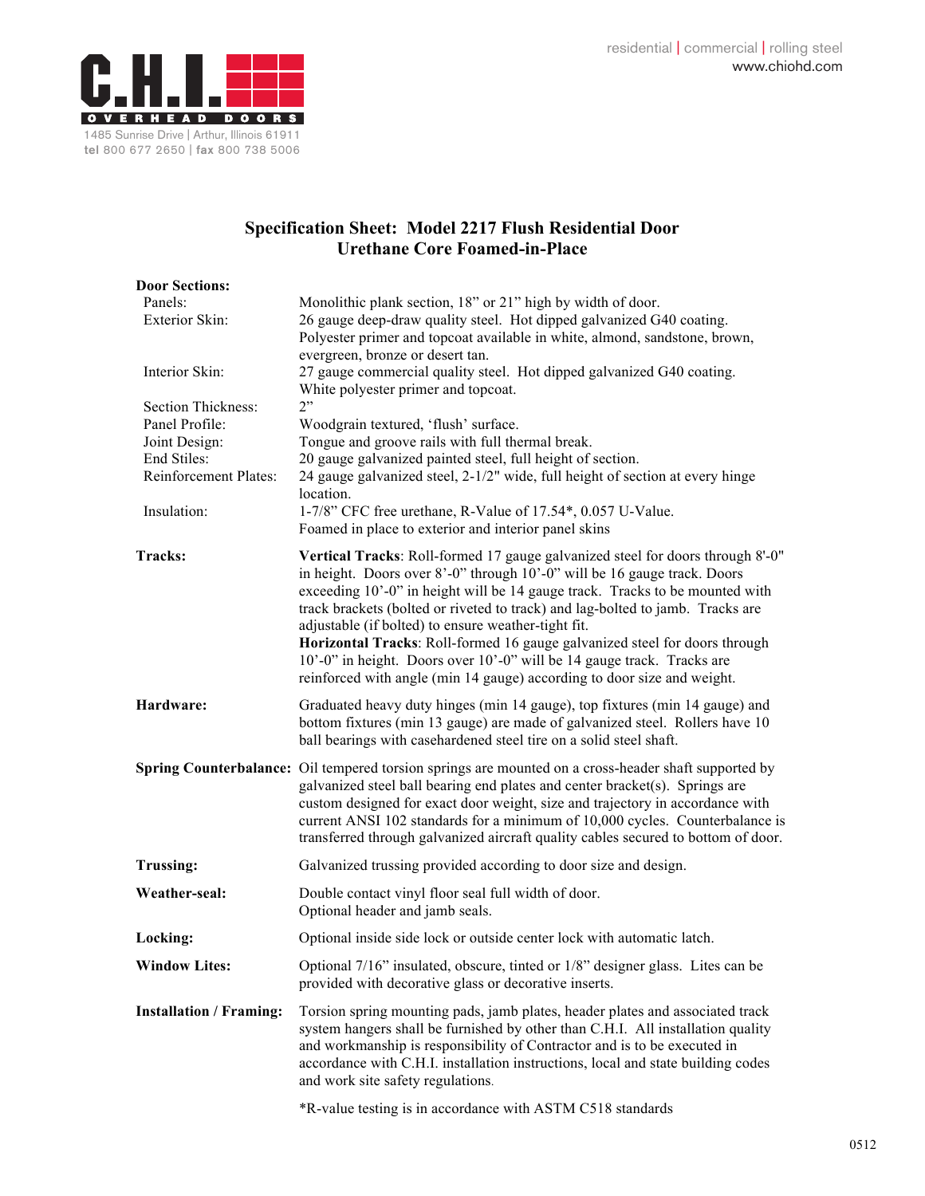C.H.I. OVERHEAD DOORS

1485 Sunrise Drive | Arthur, Illinois 61911
**tel** 800 677 2650 | **fax** 800 738 5006

residential | commercial | rolling steel
www.chiohd.com

# Specification Sheet: Model 2217 Flush Residential Door
## Urethane Core Foamed-in-Place

**Door Sections:**

| | |
|---|---|
| Panels: | Monolithic plank section, 18" or 21" high by width of door. |
| Exterior Skin: | 26 gauge deep-draw quality steel. Hot dipped galvanized G40 coating. Polyester primer and topcoat available in white, almond, sandstone, brown, evergreen, bronze or desert tan. |
| Interior Skin: | 27 gauge commercial quality steel. Hot dipped galvanized G40 coating. White polyester primer and topcoat. |
| Section Thickness: | 2" |
| Panel Profile: | Woodgrain textured, 'flush' surface. |
| Joint Design: | Tongue and groove rails with full thermal break. |
| End Stiles: | 20 gauge galvanized painted steel, full height of section. |
| Reinforcement Plates: | 24 gauge galvanized steel, 2-1/2" wide, full height of section at every hinge location. |
| Insulation: | 1-7/8" CFC free urethane, R-Value of 17.54*, 0.057 U-Value. Foamed in place to exterior and interior panel skins |

**Tracks:** **Vertical Tracks**: Roll-formed 17 gauge galvanized steel for doors through 8'-0" in height. Doors over 8'-0" through 10'-0" will be 16 gauge track. Doors exceeding 10'-0" in height will be 14 gauge track. Tracks to be mounted with track brackets (bolted or riveted to track) and lag-bolted to jamb. Tracks are adjustable (if bolted) to ensure weather-tight fit.
**Horizontal Tracks**: Roll-formed 16 gauge galvanized steel for doors through 10'-0" in height. Doors over 10'-0" will be 14 gauge track. Tracks are reinforced with angle (min 14 gauge) according to door size and weight.

**Hardware:** Graduated heavy duty hinges (min 14 gauge), top fixtures (min 14 gauge) and bottom fixtures (min 13 gauge) are made of galvanized steel. Rollers have 10 ball bearings with casehardened steel tire on a solid steel shaft.

**Spring Counterbalance:** Oil tempered torsion springs are mounted on a cross-header shaft supported by galvanized steel ball bearing end plates and center bracket(s). Springs are custom designed for exact door weight, size and trajectory in accordance with current ANSI 102 standards for a minimum of 10,000 cycles. Counterbalance is transferred through galvanized aircraft quality cables secured to bottom of door.

**Trussing:** Galvanized trussing provided according to door size and design.

**Weather-seal:** Double contact vinyl floor seal full width of door.
Optional header and jamb seals.

**Locking:** Optional inside side lock or outside center lock with automatic latch.

**Window Lites:** Optional 7/16" insulated, obscure, tinted or 1/8" designer glass. Lites can be provided with decorative glass or decorative inserts.

**Installation / Framing:** Torsion spring mounting pads, jamb plates, header plates and associated track system hangers shall be furnished by other than C.H.I. All installation quality and workmanship is responsibility of Contractor and is to be executed in accordance with C.H.I. installation instructions, local and state building codes and work site safety regulations.

*R-value testing is in accordance with ASTM C518 standards

0512